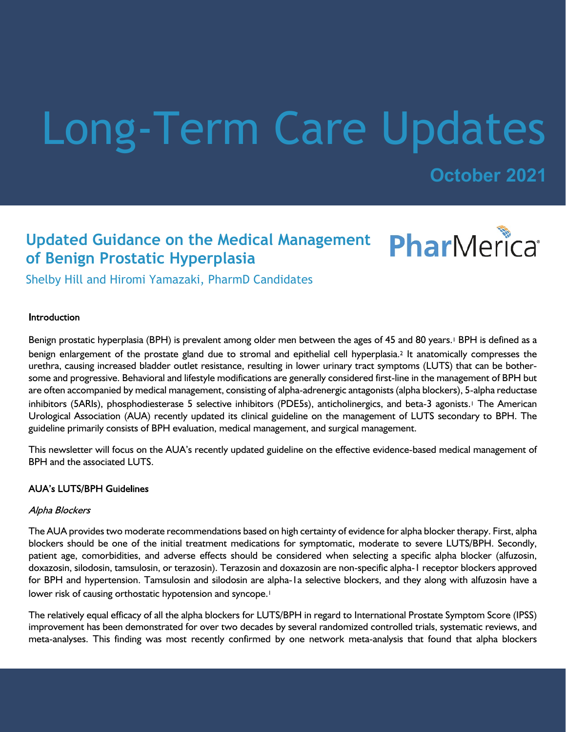# Long-Term Care Updates

**October 2021**

## Updated Guidance on the Medical Management of Benign Prostatic Hyperplasia

PharMerica

Shelby Hill and Hiromi Yamazaki, PharmD Candidates

### Introduction

Benign prostatic hyperplasia (BPH) is prevalent among older men between the ages of 45 and 80 years.[1] BPH is defined as a benign enlargement of the prostate gland due to stromal and epithelial cell hyperplasia.[2] It anatomically compresses the urethra, causing increased bladder outlet resistance, resulting in lower urinary tract symptoms (LUTS) that can be bothersome and progressive. Behavioral and lifestyle modifications are generally considered first-line in the management of BPH but are often accompanied by medical management, consisting of alpha-adrenergic antagonists (alpha blockers), 5-alpha reductase inhibitors (5ARIs), phosphodiesterase 5 selective inhibitors (PDE5s), anticholinergics, and beta-3 agonists.[1] The American Urological Association (AUA) recently updated its clinical guideline on the management of LUTS secondary to BPH. The guideline primarily consists of BPH evaluation, medical management, and surgical management.

This newsletter will focus on the AUA's recently updated guideline on the effective evidence-based medical management of BPH and the associated LUTS.

### AUA's LUTS/BPH Guidelines

#### *Alpha Blockers*

The AUA provides two moderate recommendations based on high certainty of evidence for alpha blocker therapy. First, alpha blockers should be one of the initial treatment medications for symptomatic, moderate to severe LUTS/BPH. Secondly, patient age, comorbidities, and adverse effects should be considered when selecting a specific alpha blocker (alfuzosin, doxazosin, silodosin, tamsulosin, or terazosin). Terazosin and doxazosin are non-specific alpha-1 receptor blockers approved for BPH and hypertension. Tamsulosin and silodosin are alpha-1a selective blockers, and they along with alfuzosin have a lower risk of causing orthostatic hypotension and syncope.[1]

The relatively equal efficacy of all the alpha blockers for LUTS/BPH in regard to International Prostate Symptom Score (IPSS) improvement has been demonstrated for over two decades by several randomized controlled trials, systematic reviews, and meta-analyses. This finding was most recently confirmed by one network meta-analysis that found that alpha blockers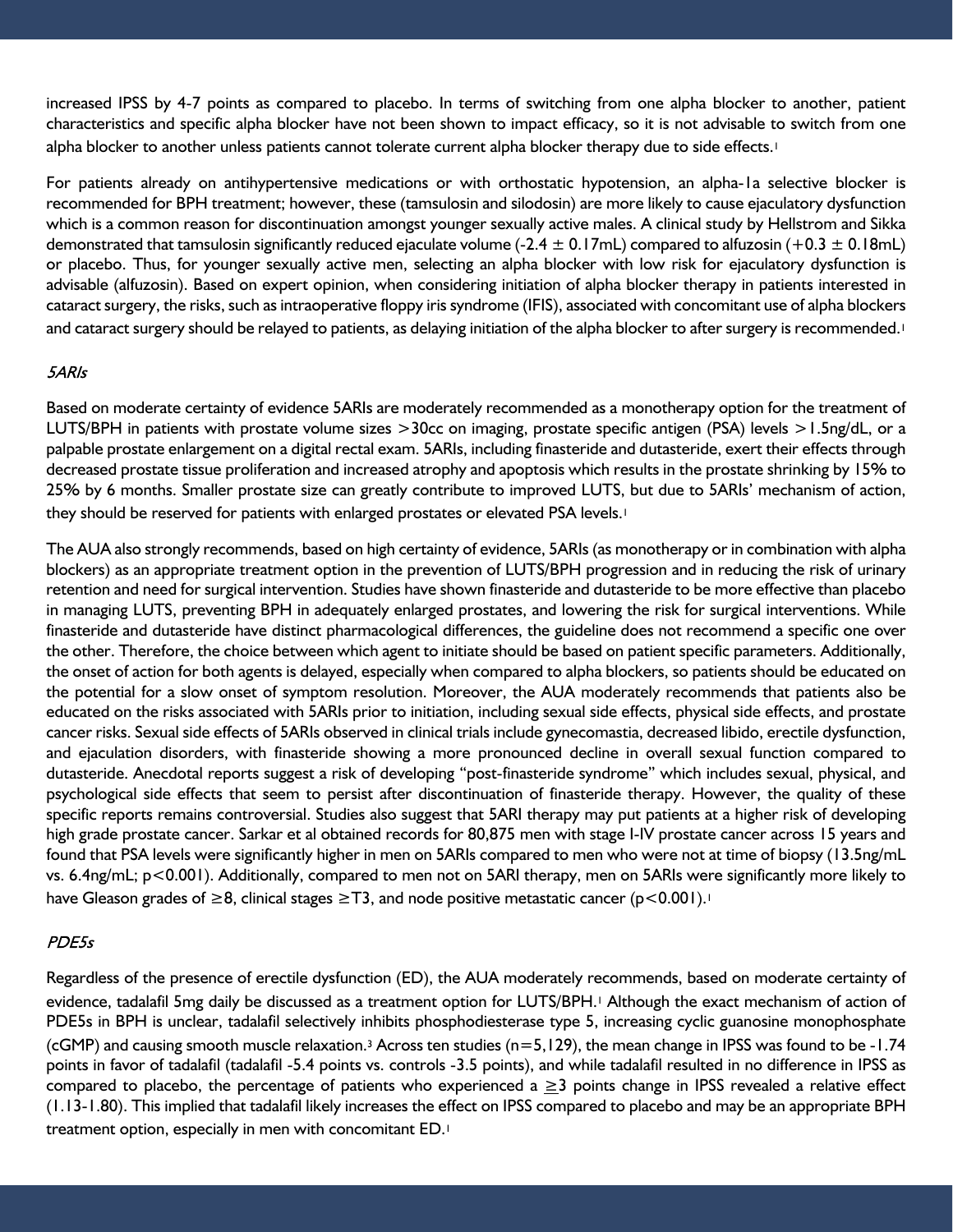increased IPSS by 4-7 points as compared to placebo. In terms of switching from one alpha blocker to another, patient characteristics and specific alpha blocker have not been shown to impact efficacy, so it is not advisable to switch from one alpha blocker to another unless patients cannot tolerate current alpha blocker therapy due to side effects.[1]

For patients already on antihypertensive medications or with orthostatic hypotension, an alpha-1a selective blocker is recommended for BPH treatment; however, these (tamsulosin and silodosin) are more likely to cause ejaculatory dysfunction which is a common reason for discontinuation amongst younger sexually active males. A clinical study by Hellstrom and Sikka demonstrated that tamsulosin significantly reduced ejaculate volume (-2.4 ± 0.17mL) compared to alfuzosin (+0.3 ± 0.18mL) or placebo. Thus, for younger sexually active men, selecting an alpha blocker with low risk for ejaculatory dysfunction is advisable (alfuzosin). Based on expert opinion, when considering initiation of alpha blocker therapy in patients interested in cataract surgery, the risks, such as intraoperative floppy iris syndrome (IFIS), associated with concomitant use of alpha blockers and cataract surgery should be relayed to patients, as delaying initiation of the alpha blocker to after surgery is recommended.[1]

*5ARIs*

Based on moderate certainty of evidence 5ARIs are moderately recommended as a monotherapy option for the treatment of LUTS/BPH in patients with prostate volume sizes >30cc on imaging, prostate specific antigen (PSA) levels >1.5ng/dL, or a palpable prostate enlargement on a digital rectal exam. 5ARIs, including finasteride and dutasteride, exert their effects through decreased prostate tissue proliferation and increased atrophy and apoptosis which results in the prostate shrinking by 15% to 25% by 6 months. Smaller prostate size can greatly contribute to improved LUTS, but due to 5ARIs' mechanism of action, they should be reserved for patients with enlarged prostates or elevated PSA levels.[1]

The AUA also strongly recommends, based on high certainty of evidence, 5ARIs (as monotherapy or in combination with alpha blockers) as an appropriate treatment option in the prevention of LUTS/BPH progression and in reducing the risk of urinary retention and need for surgical intervention. Studies have shown finasteride and dutasteride to be more effective than placebo in managing LUTS, preventing BPH in adequately enlarged prostates, and lowering the risk for surgical interventions. While finasteride and dutasteride have distinct pharmacological differences, the guideline does not recommend a specific one over the other. Therefore, the choice between which agent to initiate should be based on patient specific parameters. Additionally, the onset of action for both agents is delayed, especially when compared to alpha blockers, so patients should be educated on the potential for a slow onset of symptom resolution. Moreover, the AUA moderately recommends that patients also be educated on the risks associated with 5ARIs prior to initiation, including sexual side effects, physical side effects, and prostate cancer risks. Sexual side effects of 5ARIs observed in clinical trials include gynecomastia, decreased libido, erectile dysfunction, and ejaculation disorders, with finasteride showing a more pronounced decline in overall sexual function compared to dutasteride. Anecdotal reports suggest a risk of developing "post-finasteride syndrome" which includes sexual, physical, and psychological side effects that seem to persist after discontinuation of finasteride therapy. However, the quality of these specific reports remains controversial. Studies also suggest that 5ARI therapy may put patients at a higher risk of developing high grade prostate cancer. Sarkar et al obtained records for 80,875 men with stage I-IV prostate cancer across 15 years and found that PSA levels were significantly higher in men on 5ARIs compared to men who were not at time of biopsy (13.5ng/mL vs. 6.4ng/mL; $p<0.001$). Additionally, compared to men not on 5ARI therapy, men on 5ARIs were significantly more likely to have Gleason grades of ≥8, clinical stages ≥T3, and node positive metastatic cancer ($p<0.001$).[1]

*PDE5s*

Regardless of the presence of erectile dysfunction (ED), the AUA moderately recommends, based on moderate certainty of evidence, tadalafil 5mg daily be discussed as a treatment option for LUTS/BPH.[1] Although the exact mechanism of action of PDE5s in BPH is unclear, tadalafil selectively inhibits phosphodiesterase type 5, increasing cyclic guanosine monophosphate (cGMP) and causing smooth muscle relaxation.[3] Across ten studies (n=5,129), the mean change in IPSS was found to be -1.74 points in favor of tadalafil (tadalafil -5.4 points vs. controls -3.5 points), and while tadalafil resulted in no difference in IPSS as compared to placebo, the percentage of patients who experienced a ≥3 points change in IPSS revealed a relative effect (1.13-1.80). This implied that tadalafil likely increases the effect on IPSS compared to placebo and may be an appropriate BPH treatment option, especially in men with concomitant ED.[1]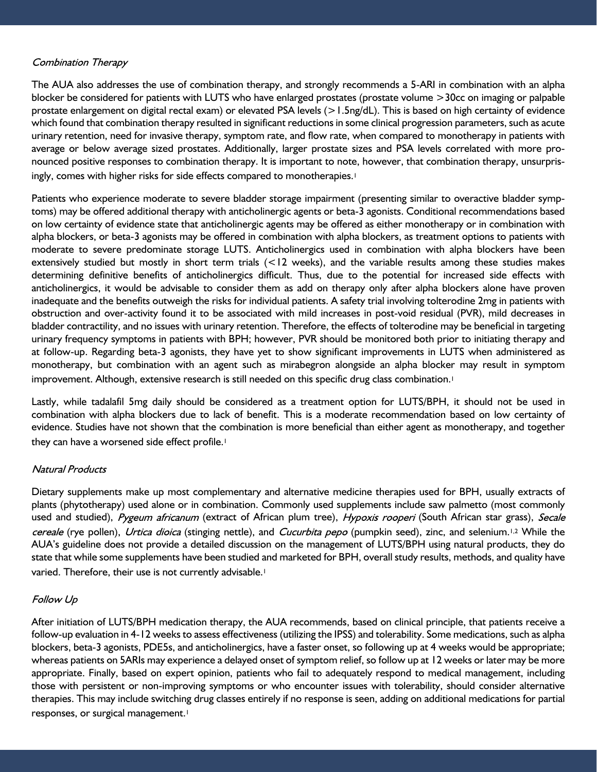*Combination Therapy*

The AUA also addresses the use of combination therapy, and strongly recommends a 5-ARI in combination with an alpha blocker be considered for patients with LUTS who have enlarged prostates (prostate volume >30cc on imaging or palpable prostate enlargement on digital rectal exam) or elevated PSA levels (>1.5ng/dL). This is based on high certainty of evidence which found that combination therapy resulted in significant reductions in some clinical progression parameters, such as acute urinary retention, need for invasive therapy, symptom rate, and flow rate, when compared to monotherapy in patients with average or below average sized prostates. Additionally, larger prostate sizes and PSA levels correlated with more pronounced positive responses to combination therapy. It is important to note, however, that combination therapy, unsurprisingly, comes with higher risks for side effects compared to monotherapies.[1]

Patients who experience moderate to severe bladder storage impairment (presenting similar to overactive bladder symptoms) may be offered additional therapy with anticholinergic agents or beta-3 agonists. Conditional recommendations based on low certainty of evidence state that anticholinergic agents may be offered as either monotherapy or in combination with alpha blockers, or beta-3 agonists may be offered in combination with alpha blockers, as treatment options to patients with moderate to severe predominate storage LUTS. Anticholinergics used in combination with alpha blockers have been extensively studied but mostly in short term trials (<12 weeks), and the variable results among these studies makes determining definitive benefits of anticholinergics difficult. Thus, due to the potential for increased side effects with anticholinergics, it would be advisable to consider them as add on therapy only after alpha blockers alone have proven inadequate and the benefits outweigh the risks for individual patients. A safety trial involving tolterodine 2mg in patients with obstruction and over-activity found it to be associated with mild increases in post-void residual (PVR), mild decreases in bladder contractility, and no issues with urinary retention. Therefore, the effects of tolterodine may be beneficial in targeting urinary frequency symptoms in patients with BPH; however, PVR should be monitored both prior to initiating therapy and at follow-up. Regarding beta-3 agonists, they have yet to show significant improvements in LUTS when administered as monotherapy, but combination with an agent such as mirabegron alongside an alpha blocker may result in symptom improvement. Although, extensive research is still needed on this specific drug class combination.[1]

Lastly, while tadalafil 5mg daily should be considered as a treatment option for LUTS/BPH, it should not be used in combination with alpha blockers due to lack of benefit. This is a moderate recommendation based on low certainty of evidence. Studies have not shown that the combination is more beneficial than either agent as monotherapy, and together they can have a worsened side effect profile.[1]

*Natural Products*

Dietary supplements make up most complementary and alternative medicine therapies used for BPH, usually extracts of plants (phytotherapy) used alone or in combination. Commonly used supplements include saw palmetto (most commonly used and studied), *Pygeum africanum* (extract of African plum tree), *Hypoxis rooperi* (South African star grass), *Secale cereale* (rye pollen), *Urtica dioica* (stinging nettle), and *Cucurbita pepo* (pumpkin seed), zinc, and selenium.[1,2] While the AUA's guideline does not provide a detailed discussion on the management of LUTS/BPH using natural products, they do state that while some supplements have been studied and marketed for BPH, overall study results, methods, and quality have varied. Therefore, their use is not currently advisable.[1]

*Follow Up*

After initiation of LUTS/BPH medication therapy, the AUA recommends, based on clinical principle, that patients receive a follow-up evaluation in 4-12 weeks to assess effectiveness (utilizing the IPSS) and tolerability. Some medications, such as alpha blockers, beta-3 agonists, PDE5s, and anticholinergics, have a faster onset, so following up at 4 weeks would be appropriate; whereas patients on 5ARIs may experience a delayed onset of symptom relief, so follow up at 12 weeks or later may be more appropriate. Finally, based on expert opinion, patients who fail to adequately respond to medical management, including those with persistent or non-improving symptoms or who encounter issues with tolerability, should consider alternative therapies. This may include switching drug classes entirely if no response is seen, adding on additional medications for partial responses, or surgical management.[1]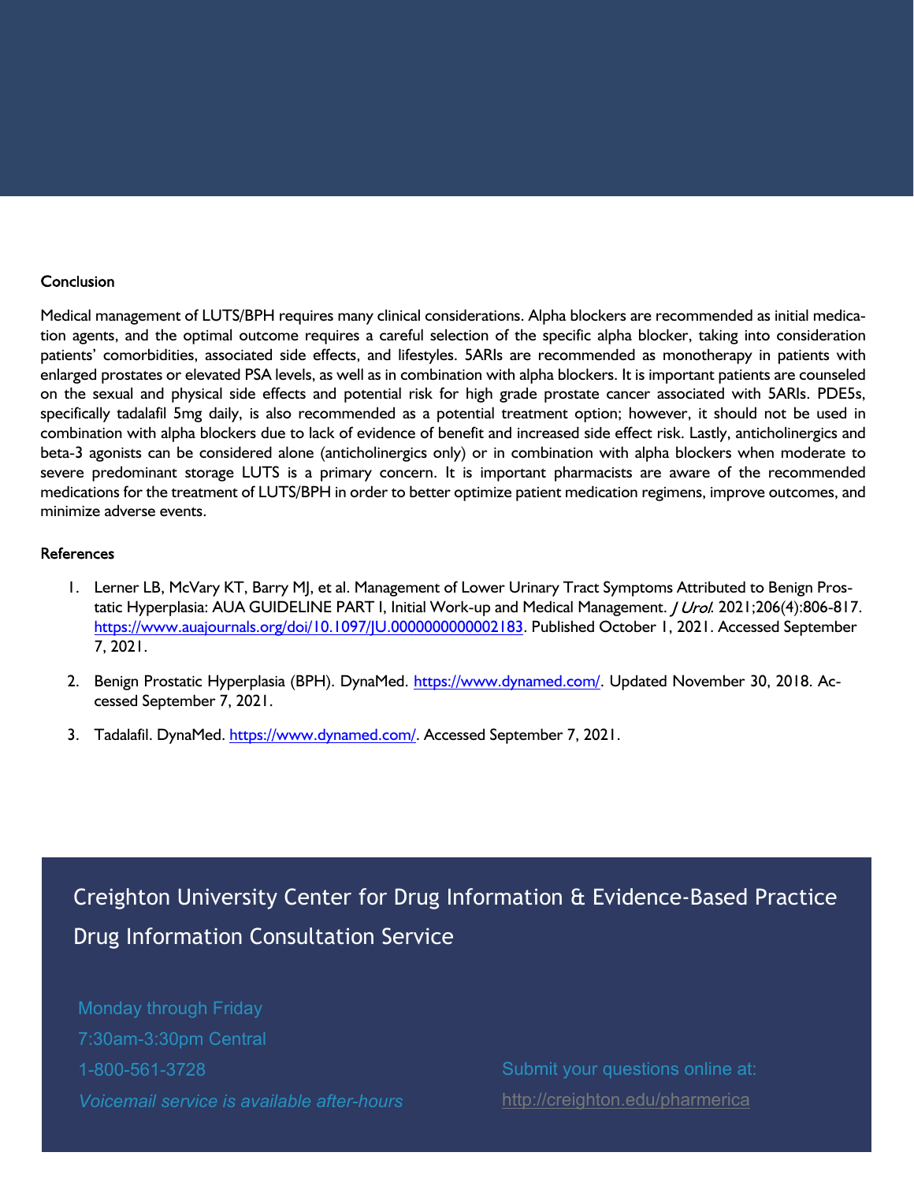## Conclusion

Medical management of LUTS/BPH requires many clinical considerations. Alpha blockers are recommended as initial medication agents, and the optimal outcome requires a careful selection of the specific alpha blocker, taking into consideration patients' comorbidities, associated side effects, and lifestyles. 5ARIs are recommended as monotherapy in patients with enlarged prostates or elevated PSA levels, as well as in combination with alpha blockers. It is important patients are counseled on the sexual and physical side effects and potential risk for high grade prostate cancer associated with 5ARIs. PDE5s, specifically tadalafil 5mg daily, is also recommended as a potential treatment option; however, it should not be used in combination with alpha blockers due to lack of evidence of benefit and increased side effect risk. Lastly, anticholinergics and beta-3 agonists can be considered alone (anticholinergics only) or in combination with alpha blockers when moderate to severe predominant storage LUTS is a primary concern. It is important pharmacists are aware of the recommended medications for the treatment of LUTS/BPH in order to better optimize patient medication regimens, improve outcomes, and minimize adverse events.

## References

1. Lerner LB, McVary KT, Barry MJ, et al. Management of Lower Urinary Tract Symptoms Attributed to Benign Prostatic Hyperplasia: AUA GUIDELINE PART I, Initial Work-up and Medical Management. *J Urol*. 2021;206(4):806-817. https://www.auajournals.org/doi/10.1097/JU.0000000000002183. Published October 1, 2021. Accessed September 7, 2021.
2. Benign Prostatic Hyperplasia (BPH). DynaMed. https://www.dynamed.com/. Updated November 30, 2018. Accessed September 7, 2021.
3. Tadalafil. DynaMed. https://www.dynamed.com/. Accessed September 7, 2021.

Creighton University Center for Drug Information & Evidence-Based Practice
Drug Information Consultation Service

Monday through Friday
7:30am-3:30pm Central
1-800-561-3728
*Voicemail service is available after-hours*

Submit your questions online at:
http://creighton.edu/pharmerica